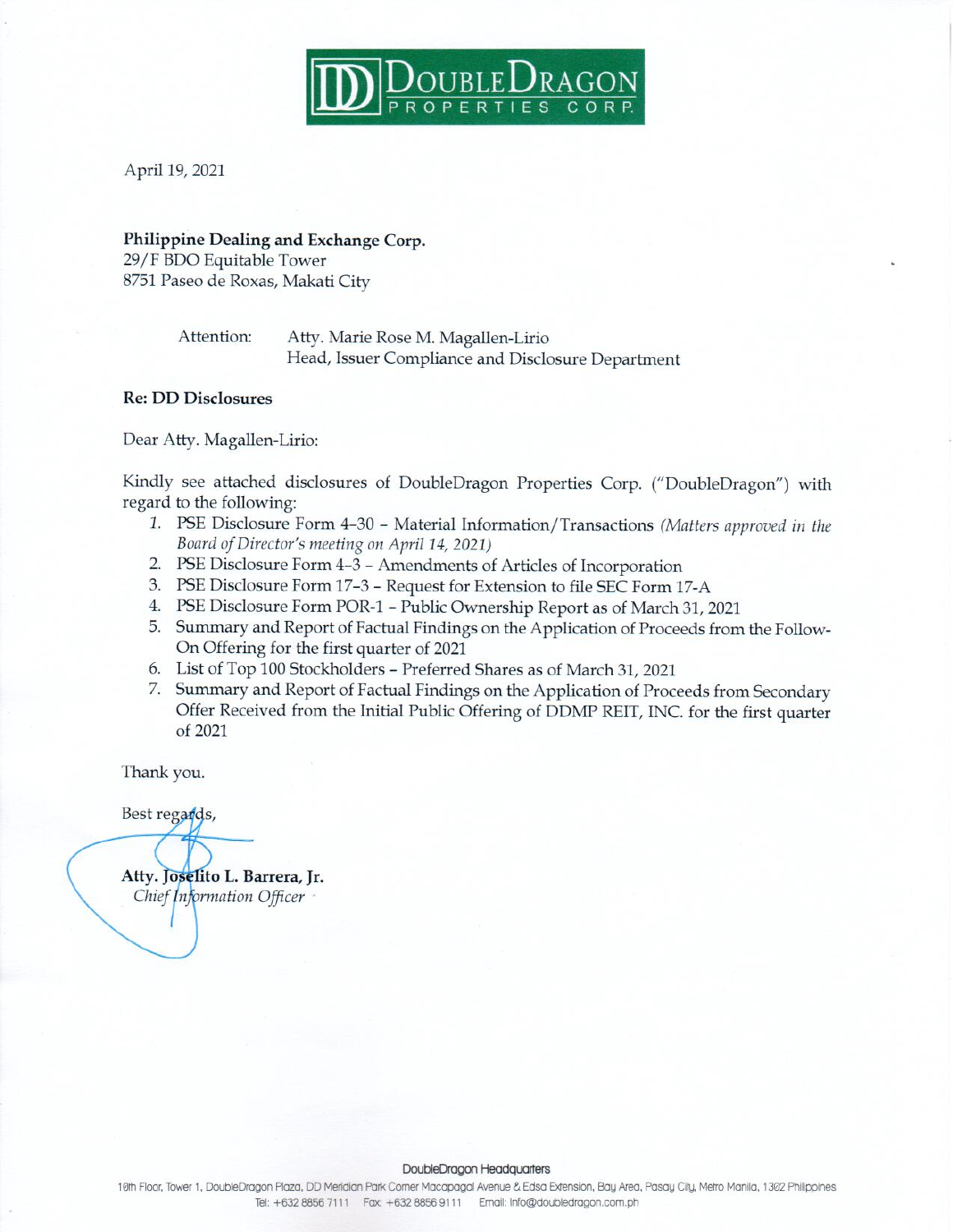DoubleDragon Properties Corp.

April 19, 2021

**Philippine Dealing and Exchange Corp.**
29/F BDO Equitable Tower
8751 Paseo de Roxas, Makati City

Attention: Atty. Marie Rose M. Magallen-Lirio
Head, Issuer Compliance and Disclosure Department

**Re: DD Disclosures**

Dear Atty. Magallen-Lirio:

Kindly see attached disclosures of DoubleDragon Properties Corp. ("DoubleDragon") with regard to the following:

1. PSE Disclosure Form 4-30 – Material Information/Transactions *(Matters approved in the Board of Director's meeting on April 14, 2021)*
2. PSE Disclosure Form 4-3 – Amendments of Articles of Incorporation
3. PSE Disclosure Form 17-3 – Request for Extension to file SEC Form 17-A
4. PSE Disclosure Form POR-1 – Public Ownership Report as of March 31, 2021
5. Summary and Report of Factual Findings on the Application of Proceeds from the Follow-On Offering for the first quarter of 2021
6. List of Top 100 Stockholders – Preferred Shares as of March 31, 2021
7. Summary and Report of Factual Findings on the Application of Proceeds from Secondary Offer Received from the Initial Public Offering of DDMP REIT, INC. for the first quarter of 2021

Thank you.

Best regards,

**Atty. Joselito L. Barrera, Jr.**
*Chief Information Officer*

DoubleDragon Headquarters
10th Floor, Tower 1, DoubleDragon Plaza, DD Meridian Park Corner Macapagal Avenue & Edsa Extension, Bay Area, Pasay City, Metro Manila, 1302 Philippines
Tel: +632 8856 7111 Fax: +632 8856 9111 Email: info@doubledragon.com.ph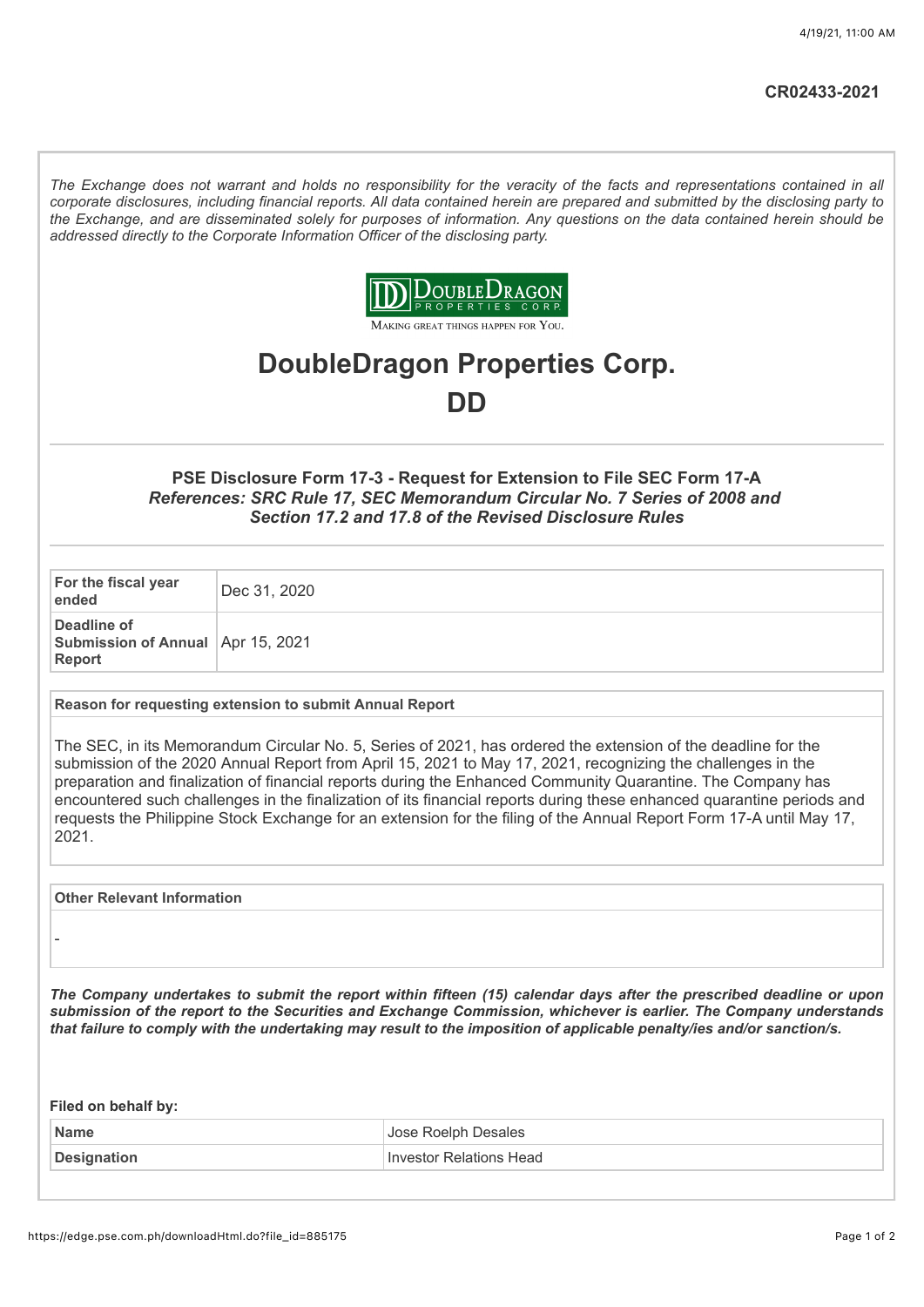CR02433-2021

*The Exchange does not warrant and holds no responsibility for the veracity of the facts and representations contained in all corporate disclosures, including financial reports. All data contained herein are prepared and submitted by the disclosing party to the Exchange, and are disseminated solely for purposes of information. Any questions on the data contained herein should be addressed directly to the Corporate Information Officer of the disclosing party.*

DoubleDragon Properties Corp.
Making great things happen for You.

# DoubleDragon Properties Corp.

# DD

### PSE Disclosure Form 17-3 - Request for Extension to File SEC Form 17-A

***References: SRC Rule 17, SEC Memorandum Circular No. 7 Series of 2008 and Section 17.2 and 17.8 of the Revised Disclosure Rules***

| | |
|---|---|
| **For the fiscal year ended** | Dec 31, 2020 |
| **Deadline of Submission of Annual Report** | Apr 15, 2021 |

**Reason for requesting extension to submit Annual Report**

The SEC, in its Memorandum Circular No. 5, Series of 2021, has ordered the extension of the deadline for the submission of the 2020 Annual Report from April 15, 2021 to May 17, 2021, recognizing the challenges in the preparation and finalization of financial reports during the Enhanced Community Quarantine. The Company has encountered such challenges in the finalization of its financial reports during these enhanced quarantine periods and requests the Philippine Stock Exchange for an extension for the filing of the Annual Report Form 17-A until May 17, 2021.

**Other Relevant Information**

-

***The Company undertakes to submit the report within fifteen (15) calendar days after the prescribed deadline or upon submission of the report to the Securities and Exchange Commission, whichever is earlier. The Company understands that failure to comply with the undertaking may result to the imposition of applicable penalty/ies and/or sanction/s.***

**Filed on behalf by:**

| | |
|---|---|
| **Name** | Jose Roelph Desales |
| **Designation** | Investor Relations Head |